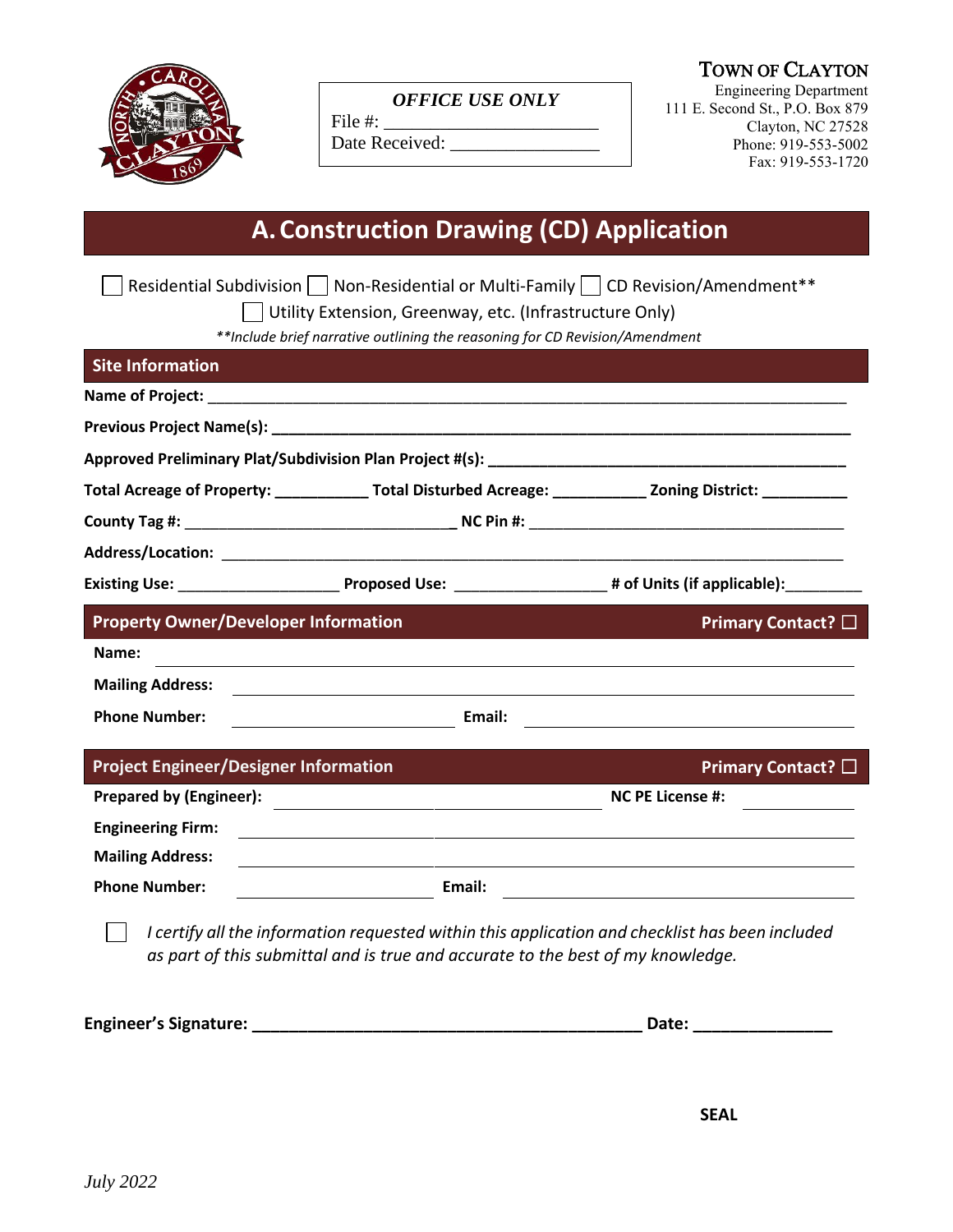**OFFICE USE ONLY**

File #: ______________________

Date Received: ________________

**TOWN OF CLAYTON**
Engineering Department
111 E. Second St., P.O. Box 879
Clayton, NC 27528
Phone: 919-553-5002
Fax: 919-553-1720

# A. Construction Drawing (CD) Application

☐ Residential Subdivision ☐ Non-Residential or Multi-Family ☐ CD Revision/Amendment**

☐ Utility Extension, Greenway, etc. (Infrastructure Only)

*\*\*Include brief narrative outlining the reasoning for CD Revision/Amendment*

## Site Information

**Name of Project:** ______________________________________________

**Previous Project Name(s):** ______________________________________________

**Approved Preliminary Plat/Subdivision Plan Project #(s):** ______________________________

**Total Acreage of Property:** __________ **Total Disturbed Acreage:** __________ **Zoning District:** __________

**County Tag #:** ______________________ **NC Pin #:** ______________________

**Address/Location:** ______________________________________________

**Existing Use:** ______________ **Proposed Use:** ______________ **# of Units (if applicable):** ________

## Property Owner/Developer Information — Primary Contact? ☐

**Name:** ______________________________________________

**Mailing Address:** ______________________________________________

**Phone Number:** ______________________ **Email:** ______________________

## Project Engineer/Designer Information — Primary Contact? ☐

**Prepared by (Engineer):** ______________________ **NC PE License #:** __________

**Engineering Firm:** ______________________________________________

**Mailing Address:** ______________________________________________

**Phone Number:** ______________________ **Email:** ______________________

☐ *I certify all the information requested within this application and checklist has been included as part of this submittal and is true and accurate to the best of my knowledge.*

**Engineer's Signature:** ______________________________________ **Date:** ______________

**SEAL**

*July 2022*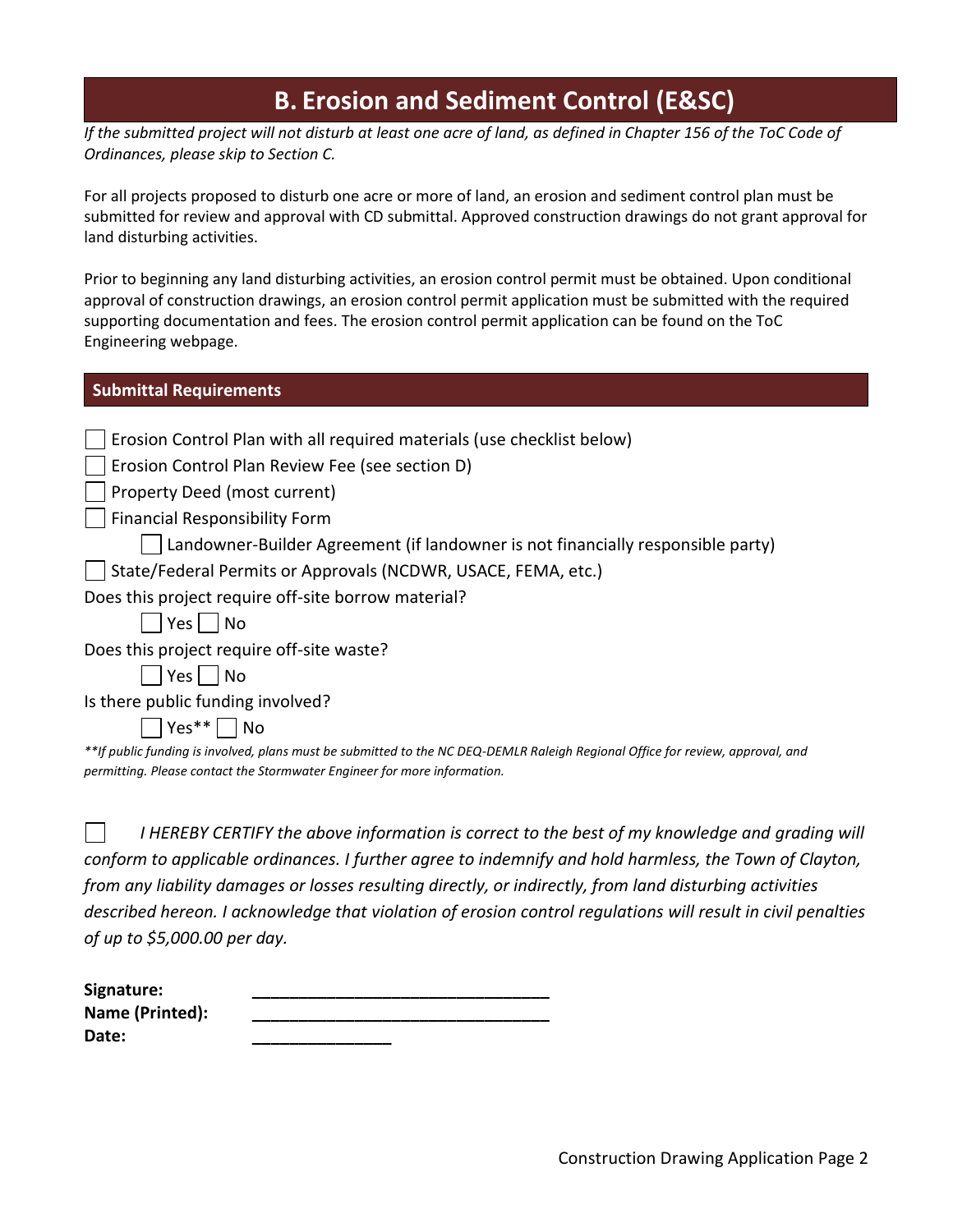# B. Erosion and Sediment Control (E&SC)

*If the submitted project will not disturb at least one acre of land, as defined in Chapter 156 of the ToC Code of Ordinances, please skip to Section C.*

For all projects proposed to disturb one acre or more of land, an erosion and sediment control plan must be submitted for review and approval with CD submittal. Approved construction drawings do not grant approval for land disturbing activities.

Prior to beginning any land disturbing activities, an erosion control permit must be obtained. Upon conditional approval of construction drawings, an erosion control permit application must be submitted with the required supporting documentation and fees. The erosion control permit application can be found on the ToC Engineering webpage.

## Submittal Requirements

- ☐ Erosion Control Plan with all required materials (use checklist below)
- ☐ Erosion Control Plan Review Fee (see section D)
- ☐ Property Deed (most current)
- ☐ Financial Responsibility Form
  - ☐ Landowner-Builder Agreement (if landowner is not financially responsible party)
- ☐ State/Federal Permits or Approvals (NCDWR, USACE, FEMA, etc.)

Does this project require off-site borrow material?

☐ Yes ☐ No

Does this project require off-site waste?

☐ Yes ☐ No

Is there public funding involved?

☐ Yes** ☐ No

*\*\*If public funding is involved, plans must be submitted to the NC DEQ-DEMLR Raleigh Regional Office for review, approval, and permitting. Please contact the Stormwater Engineer for more information.*

☐ *I HEREBY CERTIFY the above information is correct to the best of my knowledge and grading will conform to applicable ordinances. I further agree to indemnify and hold harmless, the Town of Clayton, from any liability damages or losses resulting directly, or indirectly, from land disturbing activities described hereon. I acknowledge that violation of erosion control regulations will result in civil penalties of up to $5,000.00 per day.*

**Signature:** ______________________________

**Name (Printed):** ______________________________

**Date:** ______________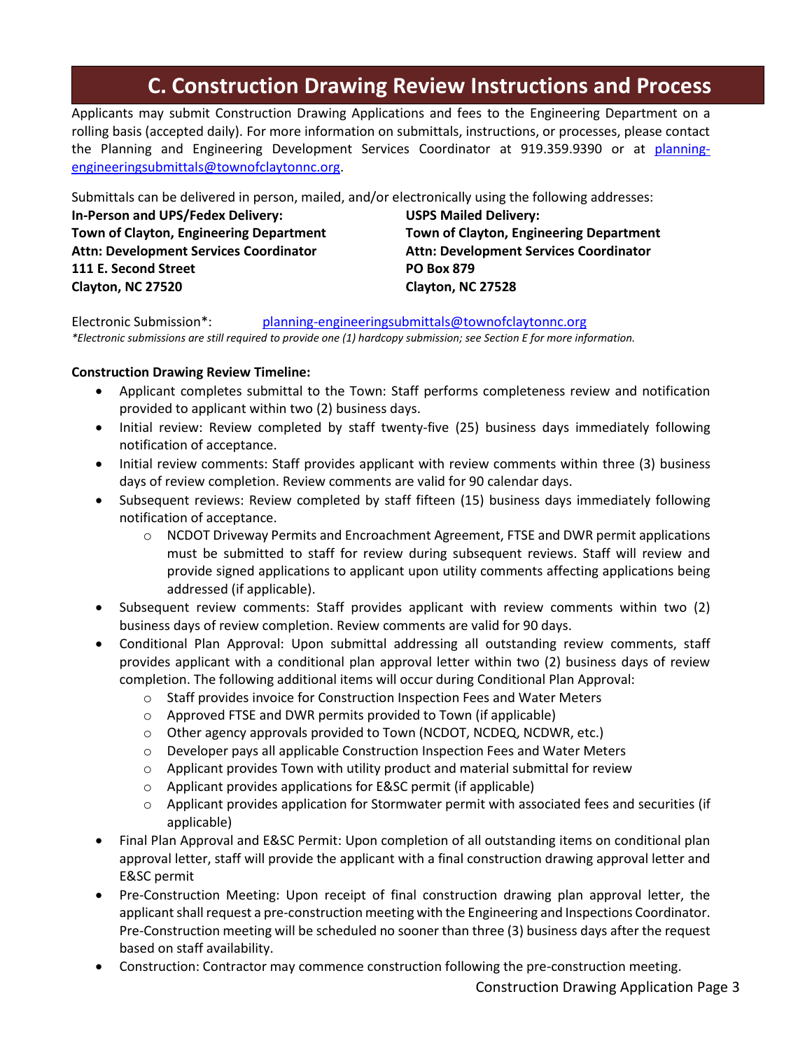# C. Construction Drawing Review Instructions and Process

Applicants may submit Construction Drawing Applications and fees to the Engineering Department on a rolling basis (accepted daily). For more information on submittals, instructions, or processes, please contact the Planning and Engineering Development Services Coordinator at 919.359.9390 or at planning-engineeringsubmittals@townofclaytonnc.org.

Submittals can be delivered in person, mailed, and/or electronically using the following addresses:

**In-Person and UPS/Fedex Delivery:**
**Town of Clayton, Engineering Department**
**Attn: Development Services Coordinator**
**111 E. Second Street**
**Clayton, NC 27520**

**USPS Mailed Delivery:**
**Town of Clayton, Engineering Department**
**Attn: Development Services Coordinator**
**PO Box 879**
**Clayton, NC 27528**

Electronic Submission*: planning-engineeringsubmittals@townofclaytonnc.org

*\*Electronic submissions are still required to provide one (1) hardcopy submission; see Section E for more information.*

**Construction Drawing Review Timeline:**

- Applicant completes submittal to the Town: Staff performs completeness review and notification provided to applicant within two (2) business days.
- Initial review: Review completed by staff twenty-five (25) business days immediately following notification of acceptance.
- Initial review comments: Staff provides applicant with review comments within three (3) business days of review completion. Review comments are valid for 90 calendar days.
- Subsequent reviews: Review completed by staff fifteen (15) business days immediately following notification of acceptance.
  - NCDOT Driveway Permits and Encroachment Agreement, FTSE and DWR permit applications must be submitted to staff for review during subsequent reviews. Staff will review and provide signed applications to applicant upon utility comments affecting applications being addressed (if applicable).
- Subsequent review comments: Staff provides applicant with review comments within two (2) business days of review completion. Review comments are valid for 90 days.
- Conditional Plan Approval: Upon submittal addressing all outstanding review comments, staff provides applicant with a conditional plan approval letter within two (2) business days of review completion. The following additional items will occur during Conditional Plan Approval:
  - Staff provides invoice for Construction Inspection Fees and Water Meters
  - Approved FTSE and DWR permits provided to Town (if applicable)
  - Other agency approvals provided to Town (NCDOT, NCDEQ, NCDWR, etc.)
  - Developer pays all applicable Construction Inspection Fees and Water Meters
  - Applicant provides Town with utility product and material submittal for review
  - Applicant provides applications for E&SC permit (if applicable)
  - Applicant provides application for Stormwater permit with associated fees and securities (if applicable)
- Final Plan Approval and E&SC Permit: Upon completion of all outstanding items on conditional plan approval letter, staff will provide the applicant with a final construction drawing approval letter and E&SC permit
- Pre-Construction Meeting: Upon receipt of final construction drawing plan approval letter, the applicant shall request a pre-construction meeting with the Engineering and Inspections Coordinator. Pre-Construction meeting will be scheduled no sooner than three (3) business days after the request based on staff availability.
- Construction: Contractor may commence construction following the pre-construction meeting.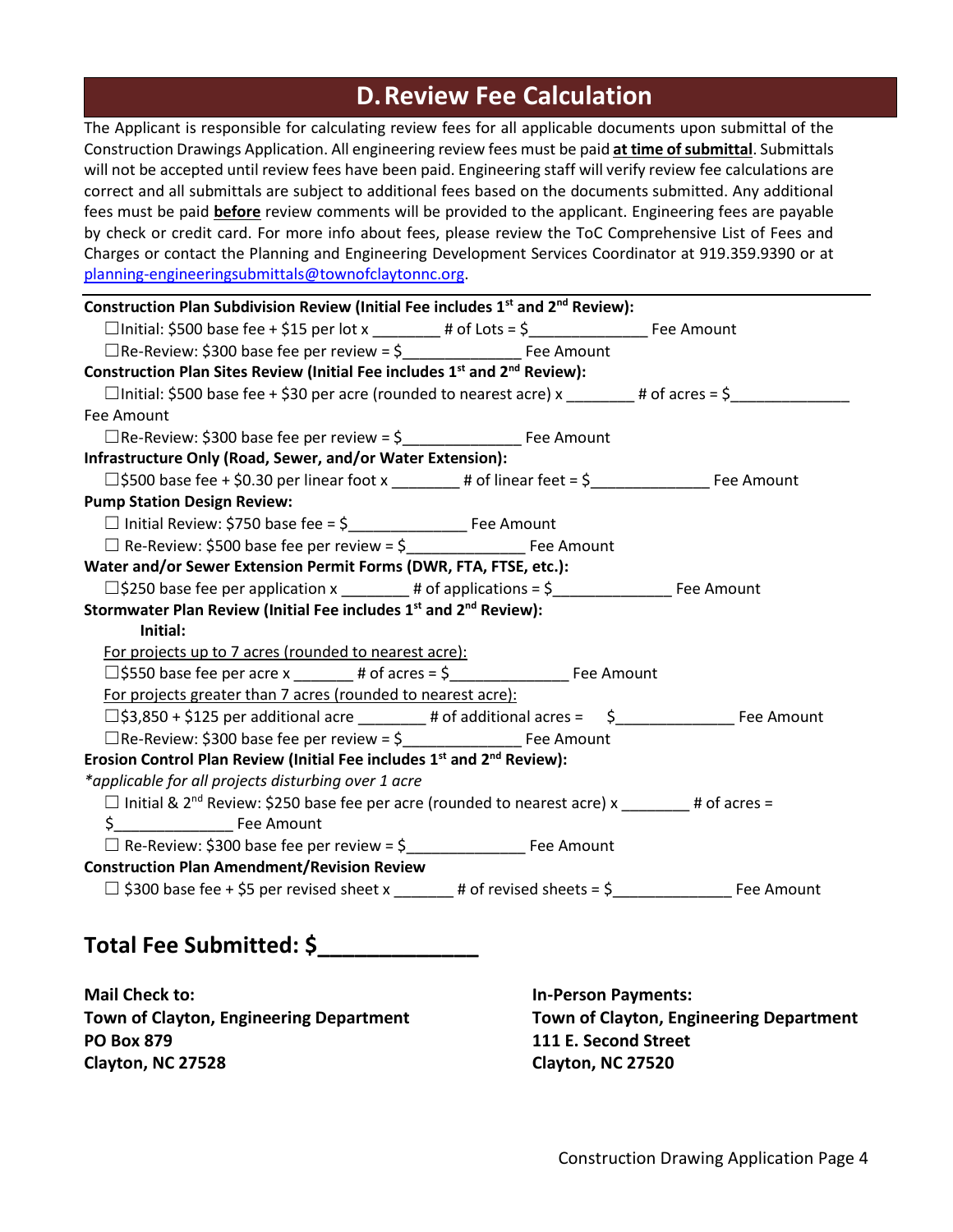## D. Review Fee Calculation

The Applicant is responsible for calculating review fees for all applicable documents upon submittal of the Construction Drawings Application. All engineering review fees must be paid **at time of submittal**. Submittals will not be accepted until review fees have been paid. Engineering staff will verify review fee calculations are correct and all submittals are subject to additional fees based on the documents submitted. Any additional fees must be paid **before** review comments will be provided to the applicant. Engineering fees are payable by check or credit card. For more info about fees, please review the ToC Comprehensive List of Fees and Charges or contact the Planning and Engineering Development Services Coordinator at 919.359.9390 or at planning-engineeringsubmittals@townofclaytonnc.org.

---

**Construction Plan Subdivision Review (Initial Fee includes 1st and 2nd Review):**

☐Initial: $500 base fee + $15 per lot x ________ # of Lots = $______________ Fee Amount

☐Re-Review: $300 base fee per review = $______________ Fee Amount

**Construction Plan Sites Review (Initial Fee includes 1st and 2nd Review):**

☐Initial: $500 base fee + $30 per acre (rounded to nearest acre) x ________ # of acres = $______________ Fee Amount

☐Re-Review: $300 base fee per review = $______________ Fee Amount

**Infrastructure Only (Road, Sewer, and/or Water Extension):**

☐$500 base fee + $0.30 per linear foot x ________ # of linear feet = $______________ Fee Amount

**Pump Station Design Review:**

☐ Initial Review: $750 base fee = $______________ Fee Amount

☐ Re-Review: $500 base fee per review = $______________ Fee Amount

**Water and/or Sewer Extension Permit Forms (DWR, FTA, FTSE, etc.):**

☐$250 base fee per application x ________ # of applications = $______________ Fee Amount

**Stormwater Plan Review (Initial Fee includes 1st and 2nd Review):**

**Initial:**

For projects up to 7 acres (rounded to nearest acre):

☐$550 base fee per acre x _______ # of acres = $______________ Fee Amount

For projects greater than 7 acres (rounded to nearest acre):

☐$3,850 + $125 per additional acre ________ # of additional acres = $______________ Fee Amount

☐Re-Review: $300 base fee per review = $______________ Fee Amount

**Erosion Control Plan Review (Initial Fee includes 1st and 2nd Review):**

*\*applicable for all projects disturbing over 1 acre*

☐ Initial & 2nd Review: $250 base fee per acre (rounded to nearest acre) x ________ # of acres = $______________ Fee Amount

☐ Re-Review: $300 base fee per review = $______________ Fee Amount

**Construction Plan Amendment/Revision Review**

☐ $300 base fee + $5 per revised sheet x _______ # of revised sheets = $______________ Fee Amount

## Total Fee Submitted: $_____________

**Mail Check to:**
**Town of Clayton, Engineering Department**
**PO Box 879**
**Clayton, NC 27528**

**In-Person Payments:**
**Town of Clayton, Engineering Department**
**111 E. Second Street**
**Clayton, NC 27520**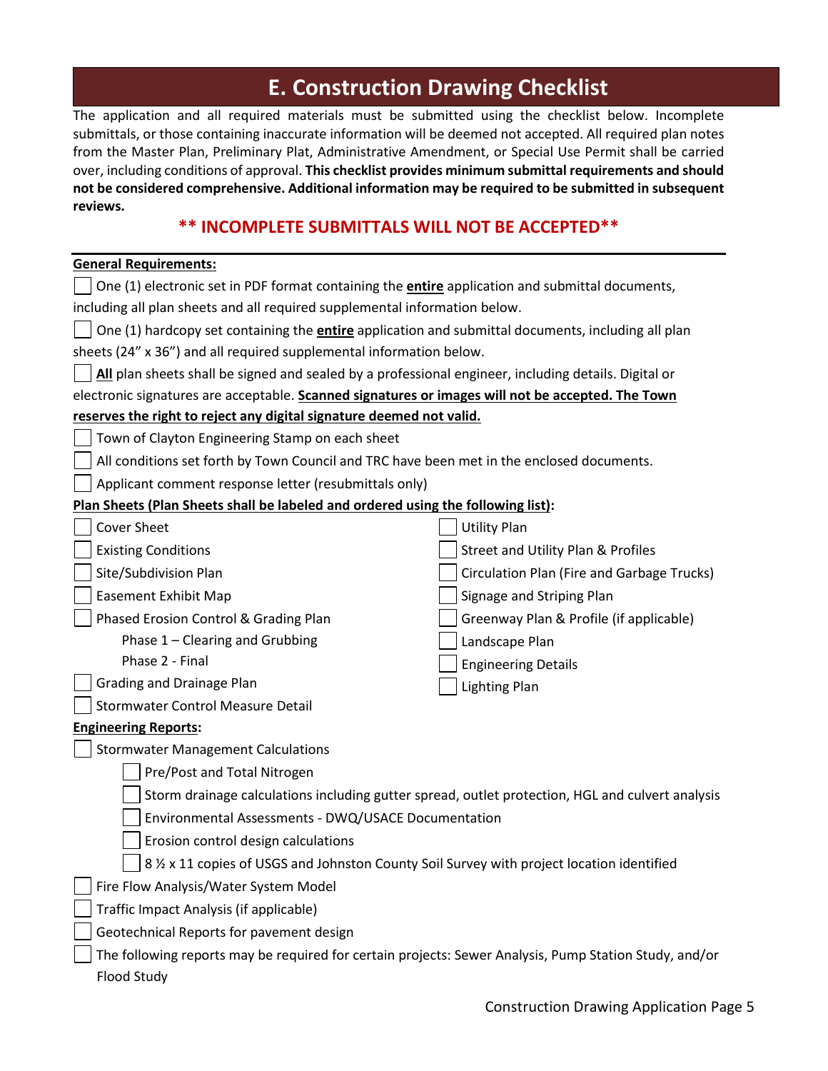# E. Construction Drawing Checklist

The application and all required materials must be submitted using the checklist below. Incomplete submittals, or those containing inaccurate information will be deemed not accepted. All required plan notes from the Master Plan, Preliminary Plat, Administrative Amendment, or Special Use Permit shall be carried over, including conditions of approval. **This checklist provides minimum submittal requirements and should not be considered comprehensive. Additional information may be required to be submitted in subsequent reviews.**

**\*\* INCOMPLETE SUBMITTALS WILL NOT BE ACCEPTED\*\***

**General Requirements:**

- ☐ One (1) electronic set in PDF format containing the **entire** application and submittal documents, including all plan sheets and all required supplemental information below.
- ☐ One (1) hardcopy set containing the **entire** application and submittal documents, including all plan sheets (24" x 36") and all required supplemental information below.
- ☐ **All** plan sheets shall be signed and sealed by a professional engineer, including details. Digital or electronic signatures are acceptable. **Scanned signatures or images will not be accepted. The Town reserves the right to reject any digital signature deemed not valid.**
- ☐ Town of Clayton Engineering Stamp on each sheet
- ☐ All conditions set forth by Town Council and TRC have been met in the enclosed documents.
- ☐ Applicant comment response letter (resubmittals only)

**Plan Sheets (Plan Sheets shall be labeled and ordered using the following list):**

- ☐ Cover Sheet
- ☐ Existing Conditions
- ☐ Site/Subdivision Plan
- ☐ Easement Exhibit Map
- ☐ Phased Erosion Control & Grading Plan
  - Phase 1 – Clearing and Grubbing
  - Phase 2 - Final
- ☐ Grading and Drainage Plan
- ☐ Stormwater Control Measure Detail
- ☐ Utility Plan
- ☐ Street and Utility Plan & Profiles
- ☐ Circulation Plan (Fire and Garbage Trucks)
- ☐ Signage and Striping Plan
- ☐ Greenway Plan & Profile (if applicable)
- ☐ Landscape Plan
- ☐ Engineering Details
- ☐ Lighting Plan

**Engineering Reports:**

- ☐ Stormwater Management Calculations
  - ☐ Pre/Post and Total Nitrogen
  - ☐ Storm drainage calculations including gutter spread, outlet protection, HGL and culvert analysis
  - ☐ Environmental Assessments - DWQ/USACE Documentation
  - ☐ Erosion control design calculations
  - ☐ 8 ½ x 11 copies of USGS and Johnston County Soil Survey with project location identified
- ☐ Fire Flow Analysis/Water System Model
- ☐ Traffic Impact Analysis (if applicable)
- ☐ Geotechnical Reports for pavement design
- ☐ The following reports may be required for certain projects: Sewer Analysis, Pump Station Study, and/or Flood Study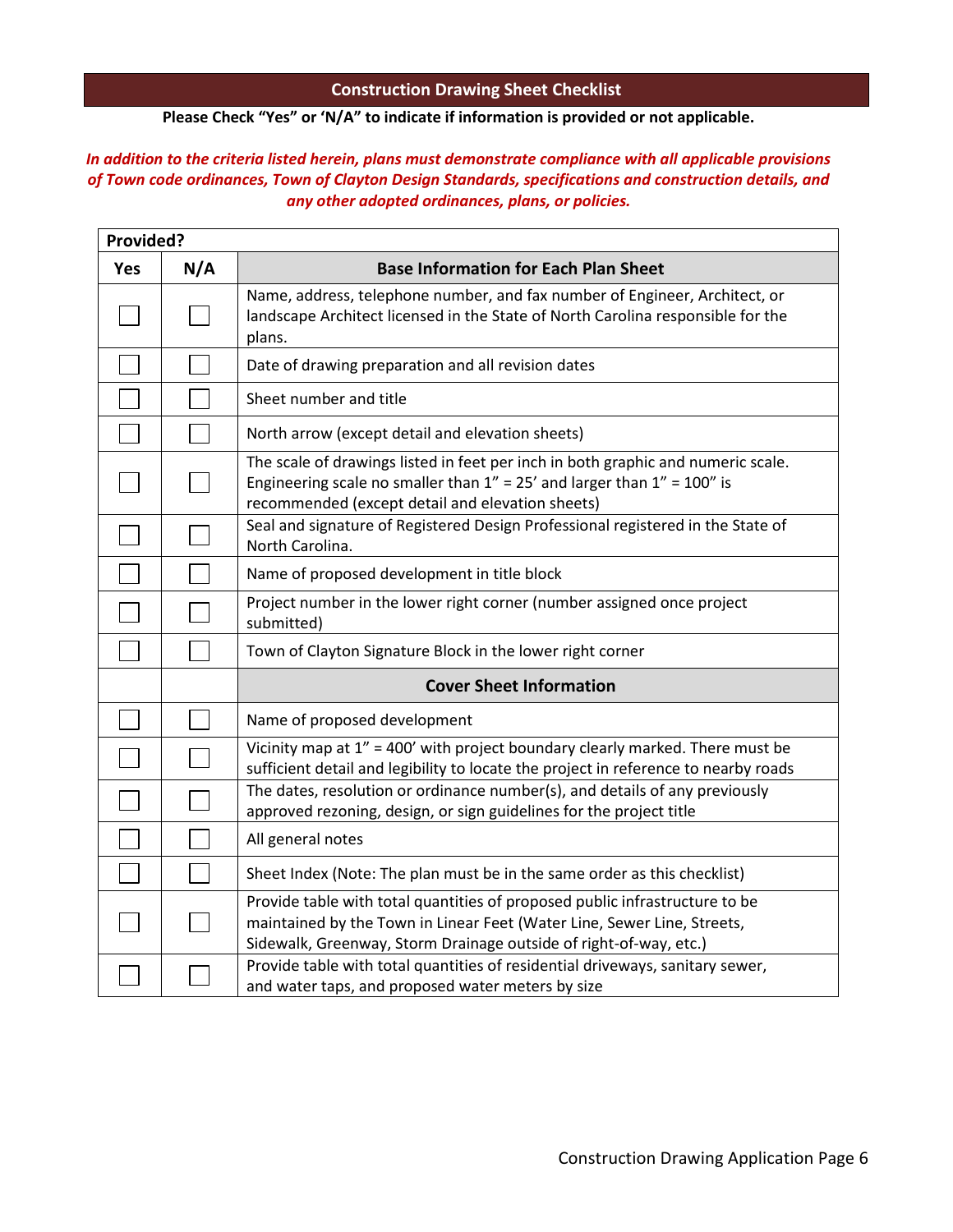## Construction Drawing Sheet Checklist

**Please Check "Yes" or 'N/A" to indicate if information is provided or not applicable.**

***In addition to the criteria listed herein, plans must demonstrate compliance with all applicable provisions of Town code ordinances, Town of Clayton Design Standards, specifications and construction details, and any other adopted ordinances, plans, or policies.***

| **Provided?** | | |
|---|---|---|
| **Yes** | **N/A** | **Base Information for Each Plan Sheet** |
| ☐ | ☐ | Name, address, telephone number, and fax number of Engineer, Architect, or landscape Architect licensed in the State of North Carolina responsible for the plans. |
| ☐ | ☐ | Date of drawing preparation and all revision dates |
| ☐ | ☐ | Sheet number and title |
| ☐ | ☐ | North arrow (except detail and elevation sheets) |
| ☐ | ☐ | The scale of drawings listed in feet per inch in both graphic and numeric scale. Engineering scale no smaller than 1" = 25' and larger than 1" = 100" is recommended (except detail and elevation sheets) |
| ☐ | ☐ | Seal and signature of Registered Design Professional registered in the State of North Carolina. |
| ☐ | ☐ | Name of proposed development in title block |
| ☐ | ☐ | Project number in the lower right corner (number assigned once project submitted) |
| ☐ | ☐ | Town of Clayton Signature Block in the lower right corner |
| | | **Cover Sheet Information** |
| ☐ | ☐ | Name of proposed development |
| ☐ | ☐ | Vicinity map at 1" = 400' with project boundary clearly marked. There must be sufficient detail and legibility to locate the project in reference to nearby roads |
| ☐ | ☐ | The dates, resolution or ordinance number(s), and details of any previously approved rezoning, design, or sign guidelines for the project title |
| ☐ | ☐ | All general notes |
| ☐ | ☐ | Sheet Index (Note: The plan must be in the same order as this checklist) |
| ☐ | ☐ | Provide table with total quantities of proposed public infrastructure to be maintained by the Town in Linear Feet (Water Line, Sewer Line, Streets, Sidewalk, Greenway, Storm Drainage outside of right-of-way, etc.) |
| ☐ | ☐ | Provide table with total quantities of residential driveways, sanitary sewer, and water taps, and proposed water meters by size |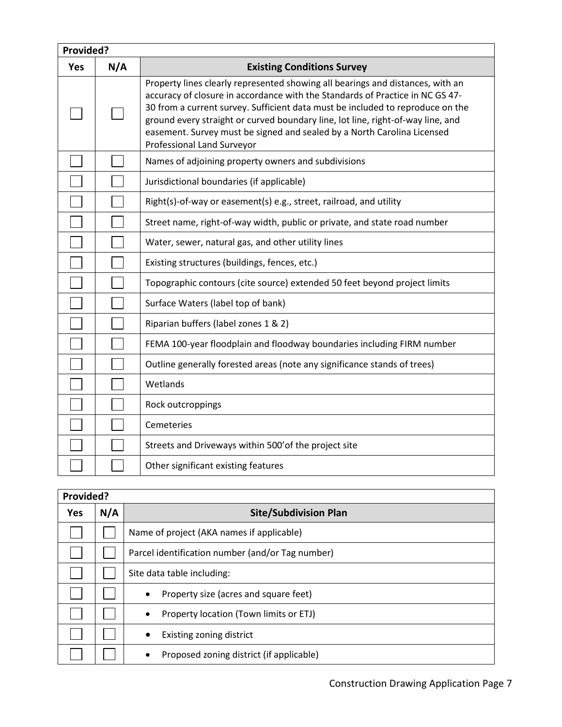| Provided? | | |
|---|---|---|
| **Yes** | **N/A** | **Existing Conditions Survey** |
| ☐ | ☐ | Property lines clearly represented showing all bearings and distances, with an accuracy of closure in accordance with the Standards of Practice in NC GS 47-30 from a current survey. Sufficient data must be included to reproduce on the ground every straight or curved boundary line, lot line, right-of-way line, and easement. Survey must be signed and sealed by a North Carolina Licensed Professional Land Surveyor |
| ☐ | ☐ | Names of adjoining property owners and subdivisions |
| ☐ | ☐ | Jurisdictional boundaries (if applicable) |
| ☐ | ☐ | Right(s)-of-way or easement(s) e.g., street, railroad, and utility |
| ☐ | ☐ | Street name, right-of-way width, public or private, and state road number |
| ☐ | ☐ | Water, sewer, natural gas, and other utility lines |
| ☐ | ☐ | Existing structures (buildings, fences, etc.) |
| ☐ | ☐ | Topographic contours (cite source) extended 50 feet beyond project limits |
| ☐ | ☐ | Surface Waters (label top of bank) |
| ☐ | ☐ | Riparian buffers (label zones 1 & 2) |
| ☐ | ☐ | FEMA 100-year floodplain and floodway boundaries including FIRM number |
| ☐ | ☐ | Outline generally forested areas (note any significance stands of trees) |
| ☐ | ☐ | Wetlands |
| ☐ | ☐ | Rock outcroppings |
| ☐ | ☐ | Cemeteries |
| ☐ | ☐ | Streets and Driveways within 500'of the project site |
| ☐ | ☐ | Other significant existing features |

| Provided? | | |
|---|---|---|
| **Yes** | **N/A** | **Site/Subdivision Plan** |
| ☐ | ☐ | Name of project (AKA names if applicable) |
| ☐ | ☐ | Parcel identification number (and/or Tag number) |
| ☐ | ☐ | Site data table including: |
| ☐ | ☐ | • Property size (acres and square feet) |
| ☐ | ☐ | • Property location (Town limits or ETJ) |
| ☐ | ☐ | • Existing zoning district |
| ☐ | ☐ | • Proposed zoning district (if applicable) |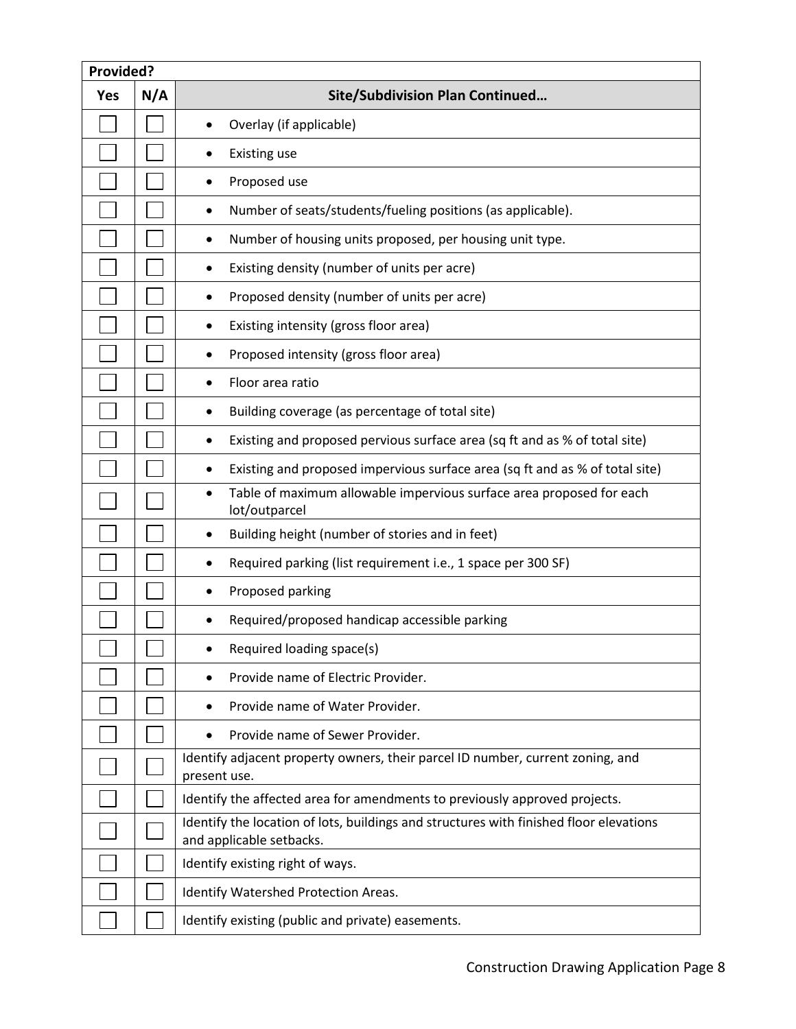| Provided? | | |
|---|---|---|
| **Yes** | **N/A** | **Site/Subdivision Plan Continued…** |
| ☐ | ☐ | • Overlay (if applicable) |
| ☐ | ☐ | • Existing use |
| ☐ | ☐ | • Proposed use |
| ☐ | ☐ | • Number of seats/students/fueling positions (as applicable). |
| ☐ | ☐ | • Number of housing units proposed, per housing unit type. |
| ☐ | ☐ | • Existing density (number of units per acre) |
| ☐ | ☐ | • Proposed density (number of units per acre) |
| ☐ | ☐ | • Existing intensity (gross floor area) |
| ☐ | ☐ | • Proposed intensity (gross floor area) |
| ☐ | ☐ | • Floor area ratio |
| ☐ | ☐ | • Building coverage (as percentage of total site) |
| ☐ | ☐ | • Existing and proposed pervious surface area (sq ft and as % of total site) |
| ☐ | ☐ | • Existing and proposed impervious surface area (sq ft and as % of total site) |
| ☐ | ☐ | • Table of maximum allowable impervious surface area proposed for each lot/outparcel |
| ☐ | ☐ | • Building height (number of stories and in feet) |
| ☐ | ☐ | • Required parking (list requirement i.e., 1 space per 300 SF) |
| ☐ | ☐ | • Proposed parking |
| ☐ | ☐ | • Required/proposed handicap accessible parking |
| ☐ | ☐ | • Required loading space(s) |
| ☐ | ☐ | • Provide name of Electric Provider. |
| ☐ | ☐ | • Provide name of Water Provider. |
| ☐ | ☐ | • Provide name of Sewer Provider. |
| ☐ | ☐ | Identify adjacent property owners, their parcel ID number, current zoning, and present use. |
| ☐ | ☐ | Identify the affected area for amendments to previously approved projects. |
| ☐ | ☐ | Identify the location of lots, buildings and structures with finished floor elevations and applicable setbacks. |
| ☐ | ☐ | Identify existing right of ways. |
| ☐ | ☐ | Identify Watershed Protection Areas. |
| ☐ | ☐ | Identify existing (public and private) easements. |

Construction Drawing Application Page 8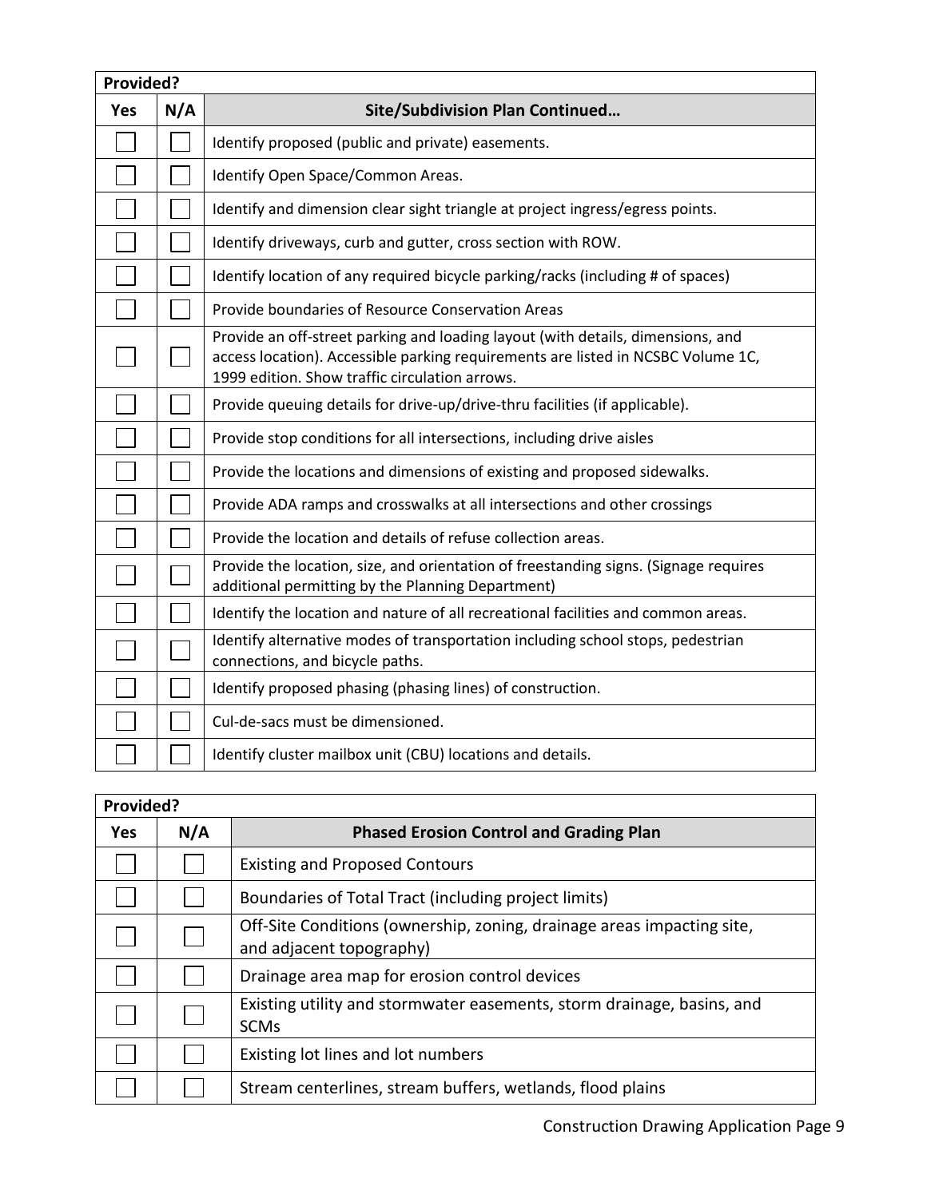| Provided? | | |
|---|---|---|
| **Yes** | **N/A** | **Site/Subdivision Plan Continued…** |
| ☐ | ☐ | Identify proposed (public and private) easements. |
| ☐ | ☐ | Identify Open Space/Common Areas. |
| ☐ | ☐ | Identify and dimension clear sight triangle at project ingress/egress points. |
| ☐ | ☐ | Identify driveways, curb and gutter, cross section with ROW. |
| ☐ | ☐ | Identify location of any required bicycle parking/racks (including # of spaces) |
| ☐ | ☐ | Provide boundaries of Resource Conservation Areas |
| ☐ | ☐ | Provide an off-street parking and loading layout (with details, dimensions, and access location). Accessible parking requirements are listed in NCSBC Volume 1C, 1999 edition. Show traffic circulation arrows. |
| ☐ | ☐ | Provide queuing details for drive-up/drive-thru facilities (if applicable). |
| ☐ | ☐ | Provide stop conditions for all intersections, including drive aisles |
| ☐ | ☐ | Provide the locations and dimensions of existing and proposed sidewalks. |
| ☐ | ☐ | Provide ADA ramps and crosswalks at all intersections and other crossings |
| ☐ | ☐ | Provide the location and details of refuse collection areas. |
| ☐ | ☐ | Provide the location, size, and orientation of freestanding signs. (Signage requires additional permitting by the Planning Department) |
| ☐ | ☐ | Identify the location and nature of all recreational facilities and common areas. |
| ☐ | ☐ | Identify alternative modes of transportation including school stops, pedestrian connections, and bicycle paths. |
| ☐ | ☐ | Identify proposed phasing (phasing lines) of construction. |
| ☐ | ☐ | Cul-de-sacs must be dimensioned. |
| ☐ | ☐ | Identify cluster mailbox unit (CBU) locations and details. |

| Provided? | | |
|---|---|---|
| **Yes** | **N/A** | **Phased Erosion Control and Grading Plan** |
| ☐ | ☐ | Existing and Proposed Contours |
| ☐ | ☐ | Boundaries of Total Tract (including project limits) |
| ☐ | ☐ | Off-Site Conditions (ownership, zoning, drainage areas impacting site, and adjacent topography) |
| ☐ | ☐ | Drainage area map for erosion control devices |
| ☐ | ☐ | Existing utility and stormwater easements, storm drainage, basins, and SCMs |
| ☐ | ☐ | Existing lot lines and lot numbers |
| ☐ | ☐ | Stream centerlines, stream buffers, wetlands, flood plains |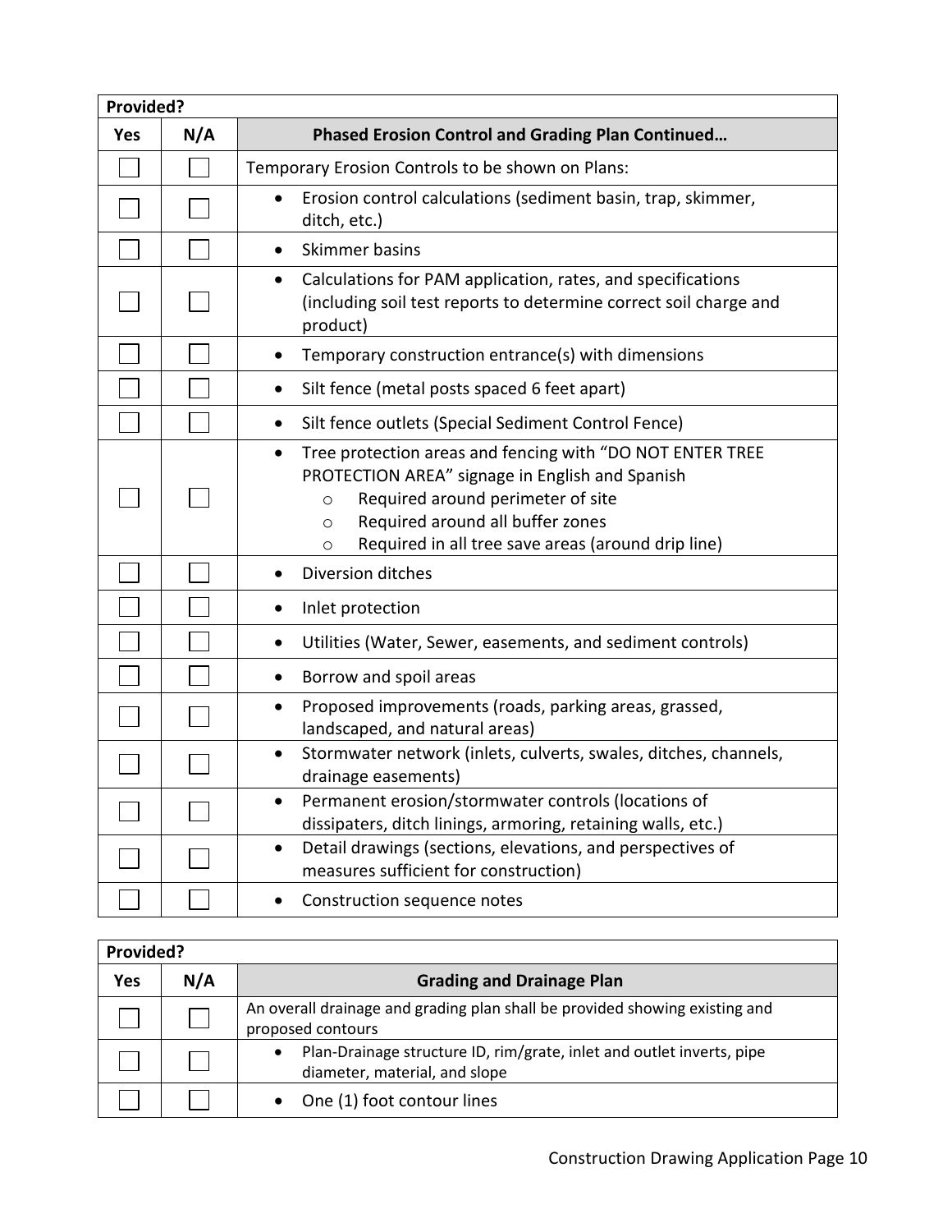| Provided? | | |
|---|---|---|
| **Yes** | **N/A** | **Phased Erosion Control and Grading Plan Continued…** |
| ☐ | ☐ | Temporary Erosion Controls to be shown on Plans: |
| ☐ | ☐ | • Erosion control calculations (sediment basin, trap, skimmer, ditch, etc.) |
| ☐ | ☐ | • Skimmer basins |
| ☐ | ☐ | • Calculations for PAM application, rates, and specifications (including soil test reports to determine correct soil charge and product) |
| ☐ | ☐ | • Temporary construction entrance(s) with dimensions |
| ☐ | ☐ | • Silt fence (metal posts spaced 6 feet apart) |
| ☐ | ☐ | • Silt fence outlets (Special Sediment Control Fence) |
| ☐ | ☐ | • Tree protection areas and fencing with "DO NOT ENTER TREE PROTECTION AREA" signage in English and Spanish<br>○ Required around perimeter of site<br>○ Required around all buffer zones<br>○ Required in all tree save areas (around drip line) |
| ☐ | ☐ | • Diversion ditches |
| ☐ | ☐ | • Inlet protection |
| ☐ | ☐ | • Utilities (Water, Sewer, easements, and sediment controls) |
| ☐ | ☐ | • Borrow and spoil areas |
| ☐ | ☐ | • Proposed improvements (roads, parking areas, grassed, landscaped, and natural areas) |
| ☐ | ☐ | • Stormwater network (inlets, culverts, swales, ditches, channels, drainage easements) |
| ☐ | ☐ | • Permanent erosion/stormwater controls (locations of dissipaters, ditch linings, armoring, retaining walls, etc.) |
| ☐ | ☐ | • Detail drawings (sections, elevations, and perspectives of measures sufficient for construction) |
| ☐ | ☐ | • Construction sequence notes |

| Provided? | | |
|---|---|---|
| **Yes** | **N/A** | **Grading and Drainage Plan** |
| ☐ | ☐ | An overall drainage and grading plan shall be provided showing existing and proposed contours |
| ☐ | ☐ | • Plan-Drainage structure ID, rim/grate, inlet and outlet inverts, pipe diameter, material, and slope |
| ☐ | ☐ | • One (1) foot contour lines |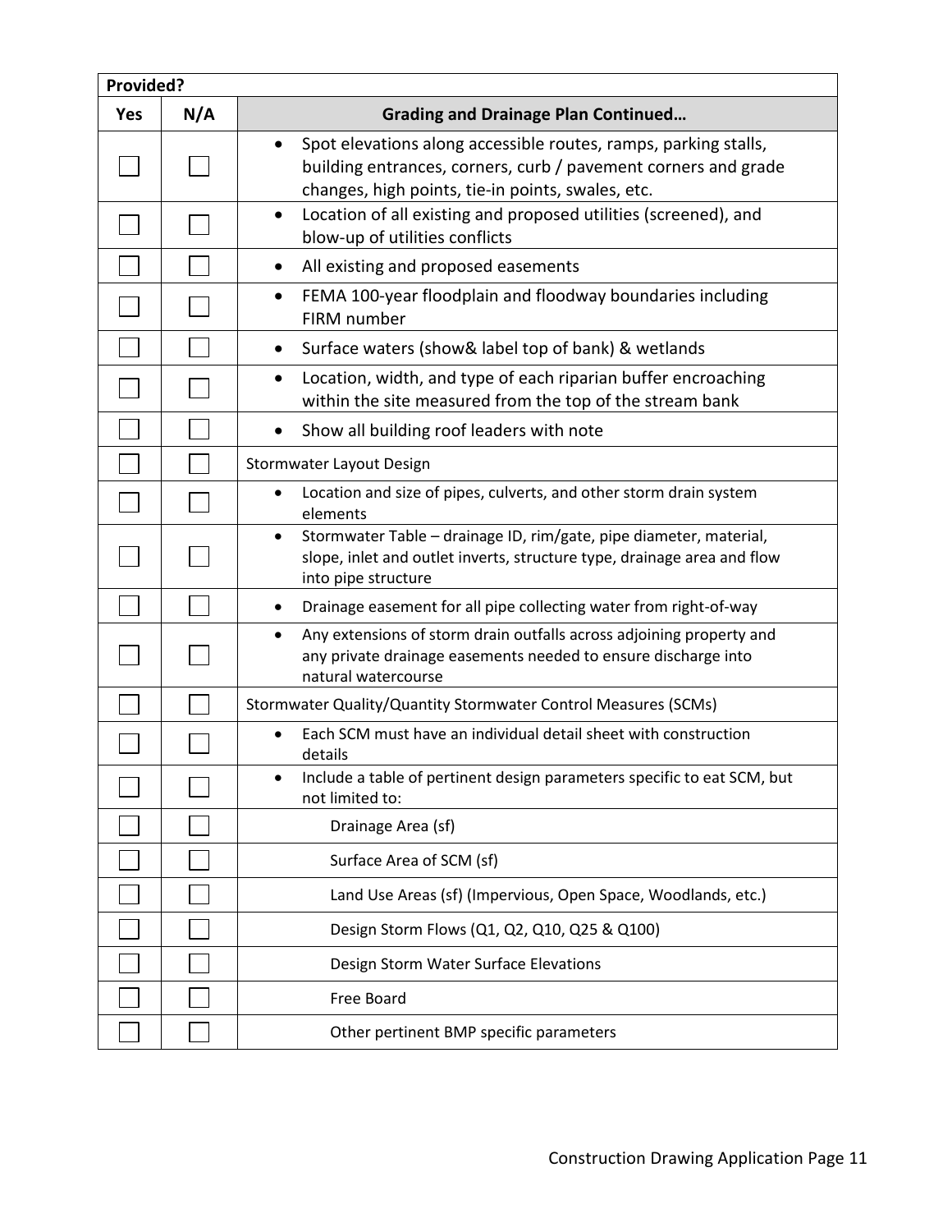| Provided? | | |
|---|---|---|
| **Yes** | **N/A** | **Grading and Drainage Plan Continued…** |
| ☐ | ☐ | • Spot elevations along accessible routes, ramps, parking stalls, building entrances, corners, curb / pavement corners and grade changes, high points, tie-in points, swales, etc. |
| ☐ | ☐ | • Location of all existing and proposed utilities (screened), and blow-up of utilities conflicts |
| ☐ | ☐ | • All existing and proposed easements |
| ☐ | ☐ | • FEMA 100-year floodplain and floodway boundaries including FIRM number |
| ☐ | ☐ | • Surface waters (show& label top of bank) & wetlands |
| ☐ | ☐ | • Location, width, and type of each riparian buffer encroaching within the site measured from the top of the stream bank |
| ☐ | ☐ | • Show all building roof leaders with note |
| ☐ | ☐ | Stormwater Layout Design |
| ☐ | ☐ | • Location and size of pipes, culverts, and other storm drain system elements |
| ☐ | ☐ | • Stormwater Table – drainage ID, rim/gate, pipe diameter, material, slope, inlet and outlet inverts, structure type, drainage area and flow into pipe structure |
| ☐ | ☐ | • Drainage easement for all pipe collecting water from right-of-way |
| ☐ | ☐ | • Any extensions of storm drain outfalls across adjoining property and any private drainage easements needed to ensure discharge into natural watercourse |
| ☐ | ☐ | Stormwater Quality/Quantity Stormwater Control Measures (SCMs) |
| ☐ | ☐ | • Each SCM must have an individual detail sheet with construction details |
| ☐ | ☐ | • Include a table of pertinent design parameters specific to eat SCM, but not limited to: |
| ☐ | ☐ | Drainage Area (sf) |
| ☐ | ☐ | Surface Area of SCM (sf) |
| ☐ | ☐ | Land Use Areas (sf) (Impervious, Open Space, Woodlands, etc.) |
| ☐ | ☐ | Design Storm Flows (Q1, Q2, Q10, Q25 & Q100) |
| ☐ | ☐ | Design Storm Water Surface Elevations |
| ☐ | ☐ | Free Board |
| ☐ | ☐ | Other pertinent BMP specific parameters |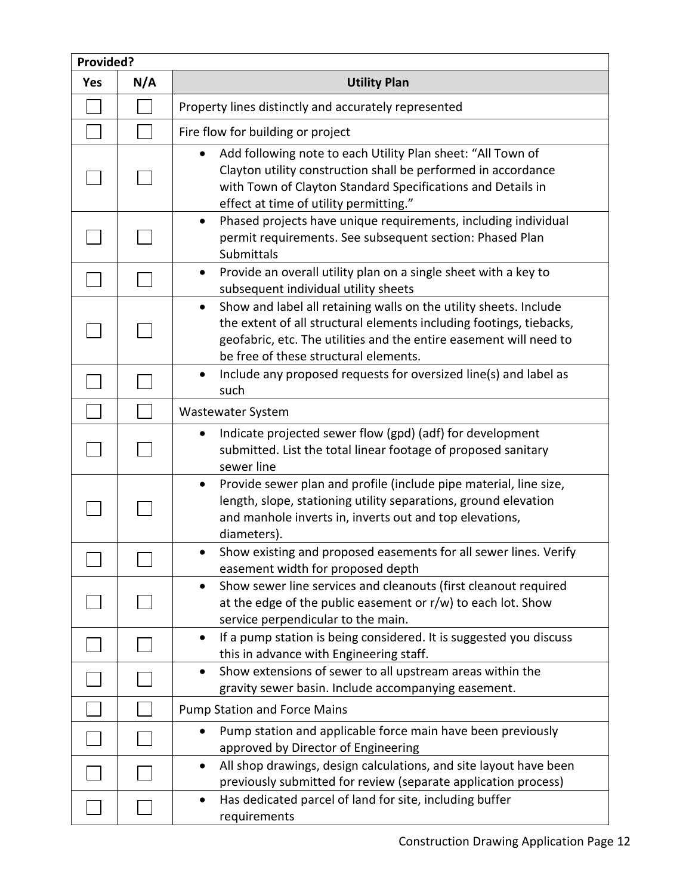| Provided? | | |
|---|---|---|
| **Yes** | **N/A** | **Utility Plan** |
| ☐ | ☐ | Property lines distinctly and accurately represented |
| ☐ | ☐ | Fire flow for building or project |
| ☐ | ☐ | • Add following note to each Utility Plan sheet: "All Town of Clayton utility construction shall be performed in accordance with Town of Clayton Standard Specifications and Details in effect at time of utility permitting." |
| ☐ | ☐ | • Phased projects have unique requirements, including individual permit requirements. See subsequent section: Phased Plan Submittals |
| ☐ | ☐ | • Provide an overall utility plan on a single sheet with a key to subsequent individual utility sheets |
| ☐ | ☐ | • Show and label all retaining walls on the utility sheets. Include the extent of all structural elements including footings, tiebacks, geofabric, etc. The utilities and the entire easement will need to be free of these structural elements. |
| ☐ | ☐ | • Include any proposed requests for oversized line(s) and label as such |
| ☐ | ☐ | Wastewater System |
| ☐ | ☐ | • Indicate projected sewer flow (gpd) (adf) for development submitted. List the total linear footage of proposed sanitary sewer line |
| ☐ | ☐ | • Provide sewer plan and profile (include pipe material, line size, length, slope, stationing utility separations, ground elevation and manhole inverts in, inverts out and top elevations, diameters). |
| ☐ | ☐ | • Show existing and proposed easements for all sewer lines. Verify easement width for proposed depth |
| ☐ | ☐ | • Show sewer line services and cleanouts (first cleanout required at the edge of the public easement or r/w) to each lot. Show service perpendicular to the main. |
| ☐ | ☐ | • If a pump station is being considered. It is suggested you discuss this in advance with Engineering staff. |
| ☐ | ☐ | • Show extensions of sewer to all upstream areas within the gravity sewer basin. Include accompanying easement. |
| ☐ | ☐ | Pump Station and Force Mains |
| ☐ | ☐ | • Pump station and applicable force main have been previously approved by Director of Engineering |
| ☐ | ☐ | • All shop drawings, design calculations, and site layout have been previously submitted for review (separate application process) |
| ☐ | ☐ | • Has dedicated parcel of land for site, including buffer requirements |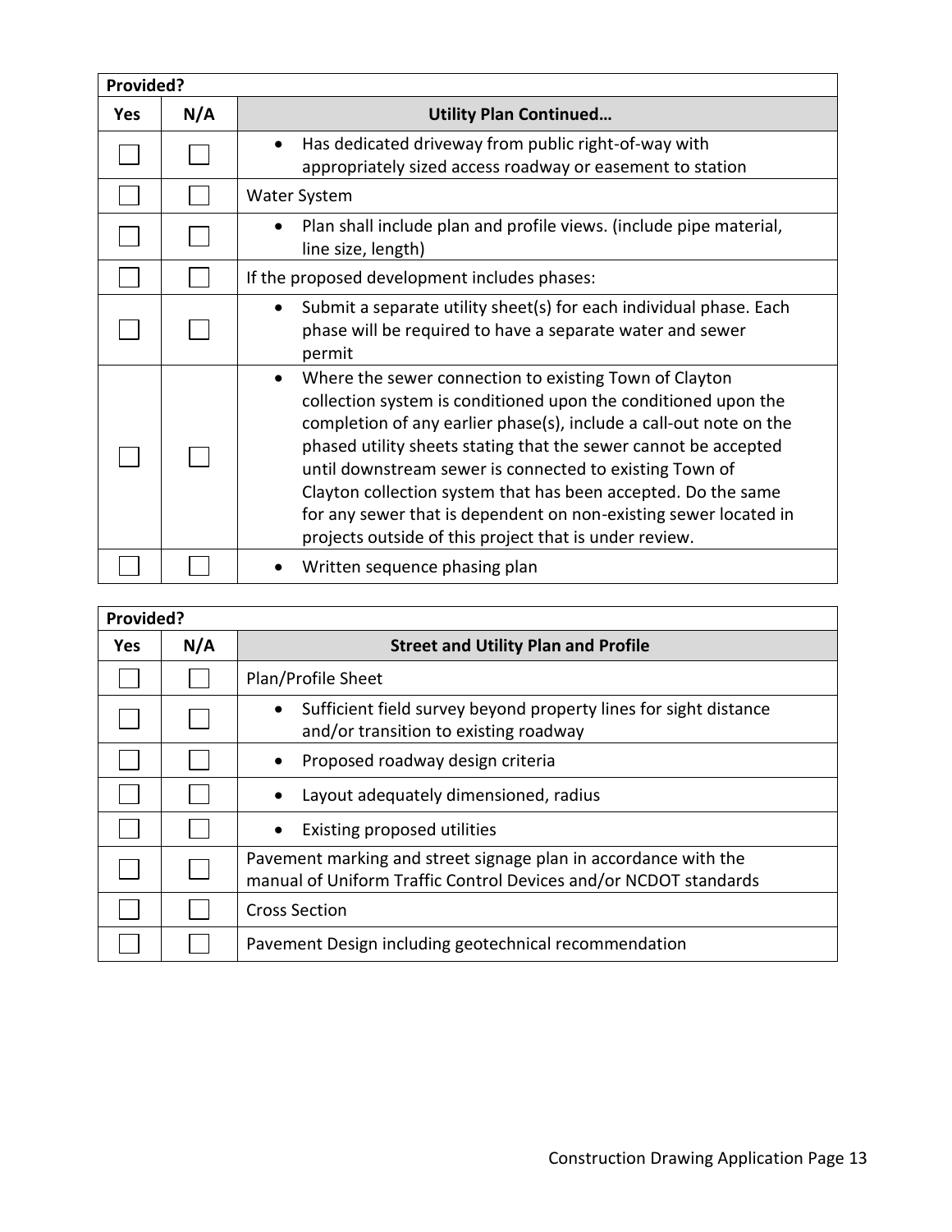| Provided? | | |
|---|---|---|
| **Yes** | **N/A** | **Utility Plan Continued…** |
| ☐ | ☐ | • Has dedicated driveway from public right-of-way with appropriately sized access roadway or easement to station |
| ☐ | ☐ | Water System |
| ☐ | ☐ | • Plan shall include plan and profile views. (include pipe material, line size, length) |
| ☐ | ☐ | If the proposed development includes phases: |
| ☐ | ☐ | • Submit a separate utility sheet(s) for each individual phase. Each phase will be required to have a separate water and sewer permit |
| ☐ | ☐ | • Where the sewer connection to existing Town of Clayton collection system is conditioned upon the conditioned upon the completion of any earlier phase(s), include a call-out note on the phased utility sheets stating that the sewer cannot be accepted until downstream sewer is connected to existing Town of Clayton collection system that has been accepted. Do the same for any sewer that is dependent on non-existing sewer located in projects outside of this project that is under review. |
| ☐ | ☐ | • Written sequence phasing plan |

| Provided? | | |
|---|---|---|
| **Yes** | **N/A** | **Street and Utility Plan and Profile** |
| ☐ | ☐ | Plan/Profile Sheet |
| ☐ | ☐ | • Sufficient field survey beyond property lines for sight distance and/or transition to existing roadway |
| ☐ | ☐ | • Proposed roadway design criteria |
| ☐ | ☐ | • Layout adequately dimensioned, radius |
| ☐ | ☐ | • Existing proposed utilities |
| ☐ | ☐ | Pavement marking and street signage plan in accordance with the manual of Uniform Traffic Control Devices and/or NCDOT standards |
| ☐ | ☐ | Cross Section |
| ☐ | ☐ | Pavement Design including geotechnical recommendation |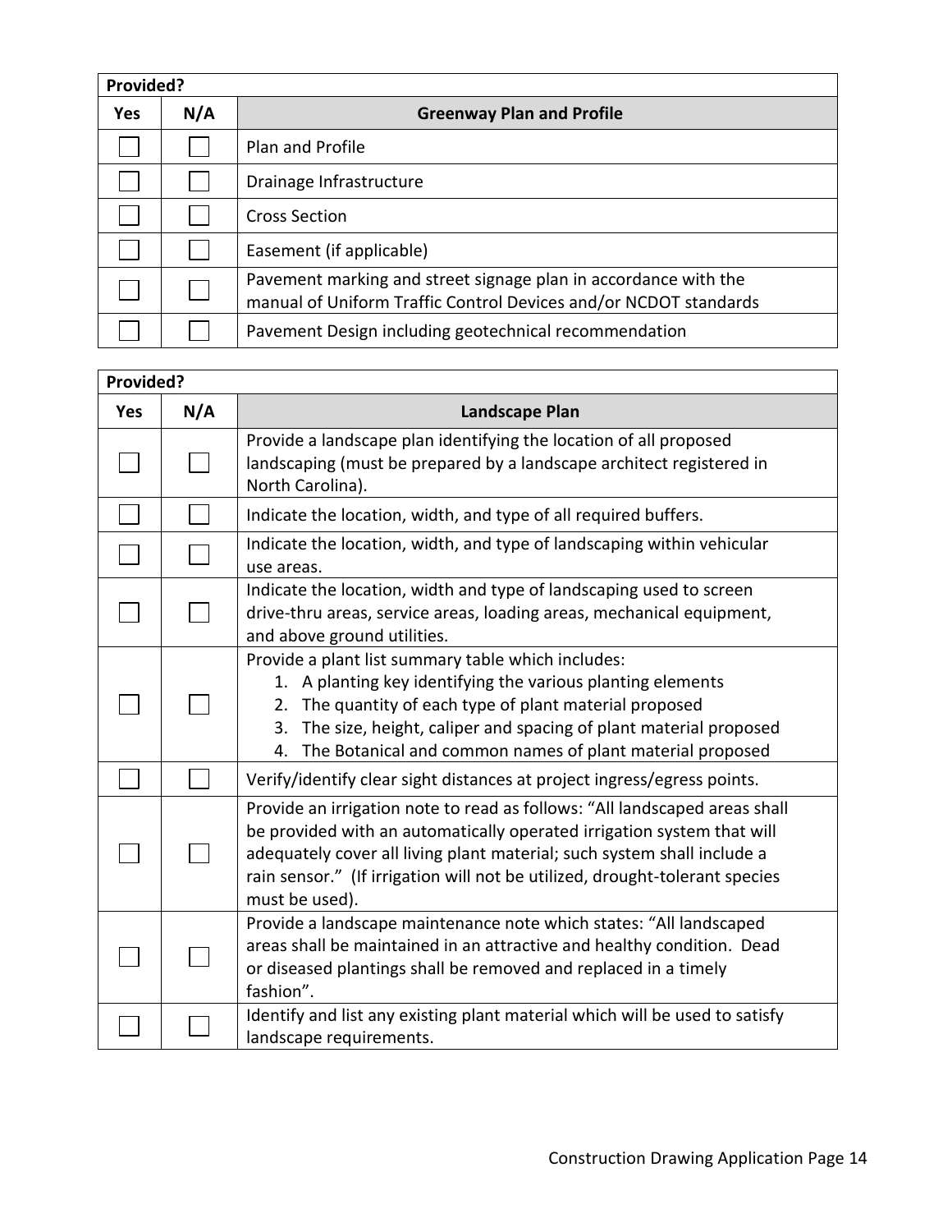| Provided? | | |
|---|---|---|
| **Yes** | **N/A** | **Greenway Plan and Profile** |
| ☐ | ☐ | Plan and Profile |
| ☐ | ☐ | Drainage Infrastructure |
| ☐ | ☐ | Cross Section |
| ☐ | ☐ | Easement (if applicable) |
| ☐ | ☐ | Pavement marking and street signage plan in accordance with the manual of Uniform Traffic Control Devices and/or NCDOT standards |
| ☐ | ☐ | Pavement Design including geotechnical recommendation |

| Provided? | | |
|---|---|---|
| **Yes** | **N/A** | **Landscape Plan** |
| ☐ | ☐ | Provide a landscape plan identifying the location of all proposed landscaping (must be prepared by a landscape architect registered in North Carolina). |
| ☐ | ☐ | Indicate the location, width, and type of all required buffers. |
| ☐ | ☐ | Indicate the location, width, and type of landscaping within vehicular use areas. |
| ☐ | ☐ | Indicate the location, width and type of landscaping used to screen drive-thru areas, service areas, loading areas, mechanical equipment, and above ground utilities. |
| ☐ | ☐ | Provide a plant list summary table which includes:<br>1. A planting key identifying the various planting elements<br>2. The quantity of each type of plant material proposed<br>3. The size, height, caliper and spacing of plant material proposed<br>4. The Botanical and common names of plant material proposed |
| ☐ | ☐ | Verify/identify clear sight distances at project ingress/egress points. |
| ☐ | ☐ | Provide an irrigation note to read as follows: "All landscaped areas shall be provided with an automatically operated irrigation system that will adequately cover all living plant material; such system shall include a rain sensor." (If irrigation will not be utilized, drought-tolerant species must be used). |
| ☐ | ☐ | Provide a landscape maintenance note which states: "All landscaped areas shall be maintained in an attractive and healthy condition. Dead or diseased plantings shall be removed and replaced in a timely fashion". |
| ☐ | ☐ | Identify and list any existing plant material which will be used to satisfy landscape requirements. |